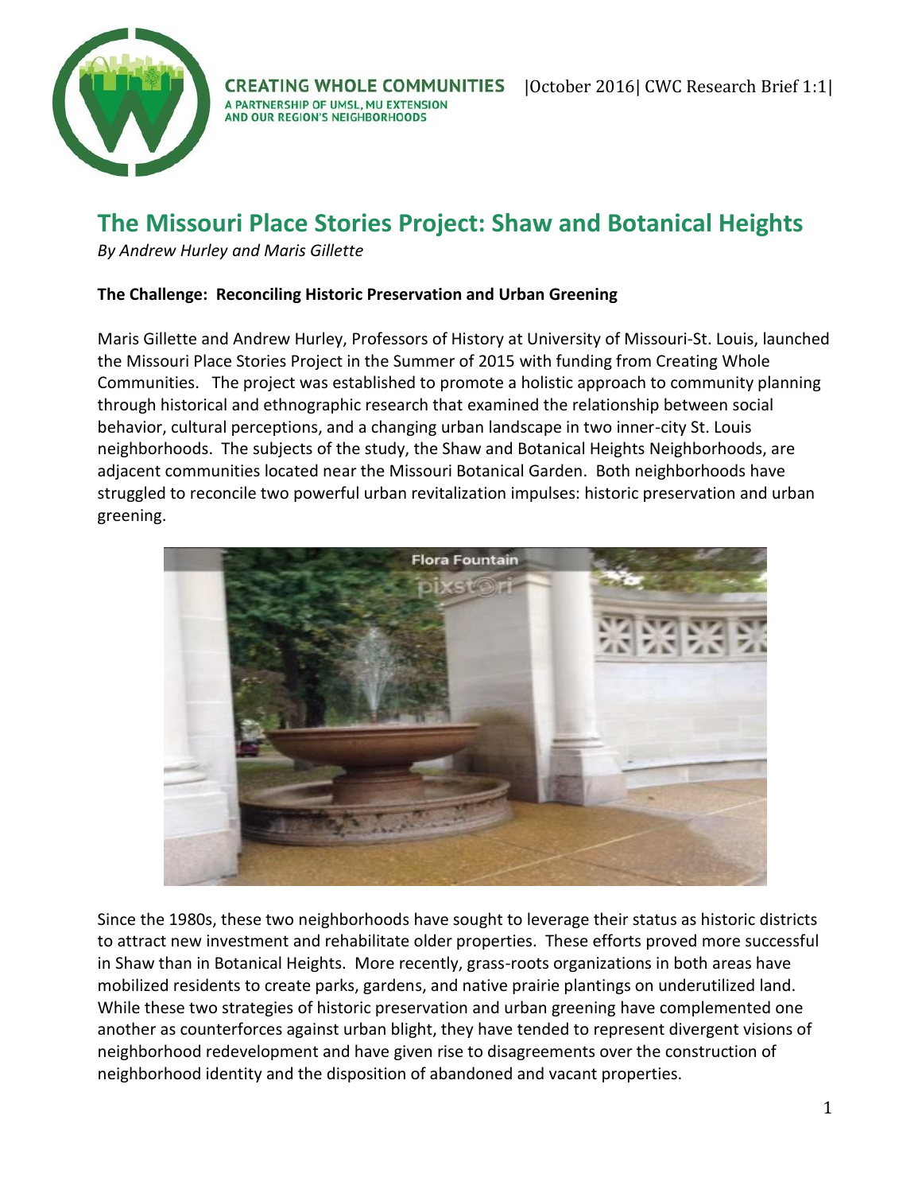CREATING WHOLE COMMUNITIES
A PARTNERSHIP OF UMSL, MU EXTENSION AND OUR REGION'S NEIGHBORHOODS

|October 2016| CWC Research Brief 1:1|

# The Missouri Place Stories Project: Shaw and Botanical Heights

*By Andrew Hurley and Maris Gillette*

**The Challenge: Reconciling Historic Preservation and Urban Greening**

Maris Gillette and Andrew Hurley, Professors of History at University of Missouri-St. Louis, launched the Missouri Place Stories Project in the Summer of 2015 with funding from Creating Whole Communities. The project was established to promote a holistic approach to community planning through historical and ethnographic research that examined the relationship between social behavior, cultural perceptions, and a changing urban landscape in two inner-city St. Louis neighborhoods. The subjects of the study, the Shaw and Botanical Heights Neighborhoods, are adjacent communities located near the Missouri Botanical Garden. Both neighborhoods have struggled to reconcile two powerful urban revitalization impulses: historic preservation and urban greening.

Since the 1980s, these two neighborhoods have sought to leverage their status as historic districts to attract new investment and rehabilitate older properties. These efforts proved more successful in Shaw than in Botanical Heights. More recently, grass-roots organizations in both areas have mobilized residents to create parks, gardens, and native prairie plantings on underutilized land. While these two strategies of historic preservation and urban greening have complemented one another as counterforces against urban blight, they have tended to represent divergent visions of neighborhood redevelopment and have given rise to disagreements over the construction of neighborhood identity and the disposition of abandoned and vacant properties.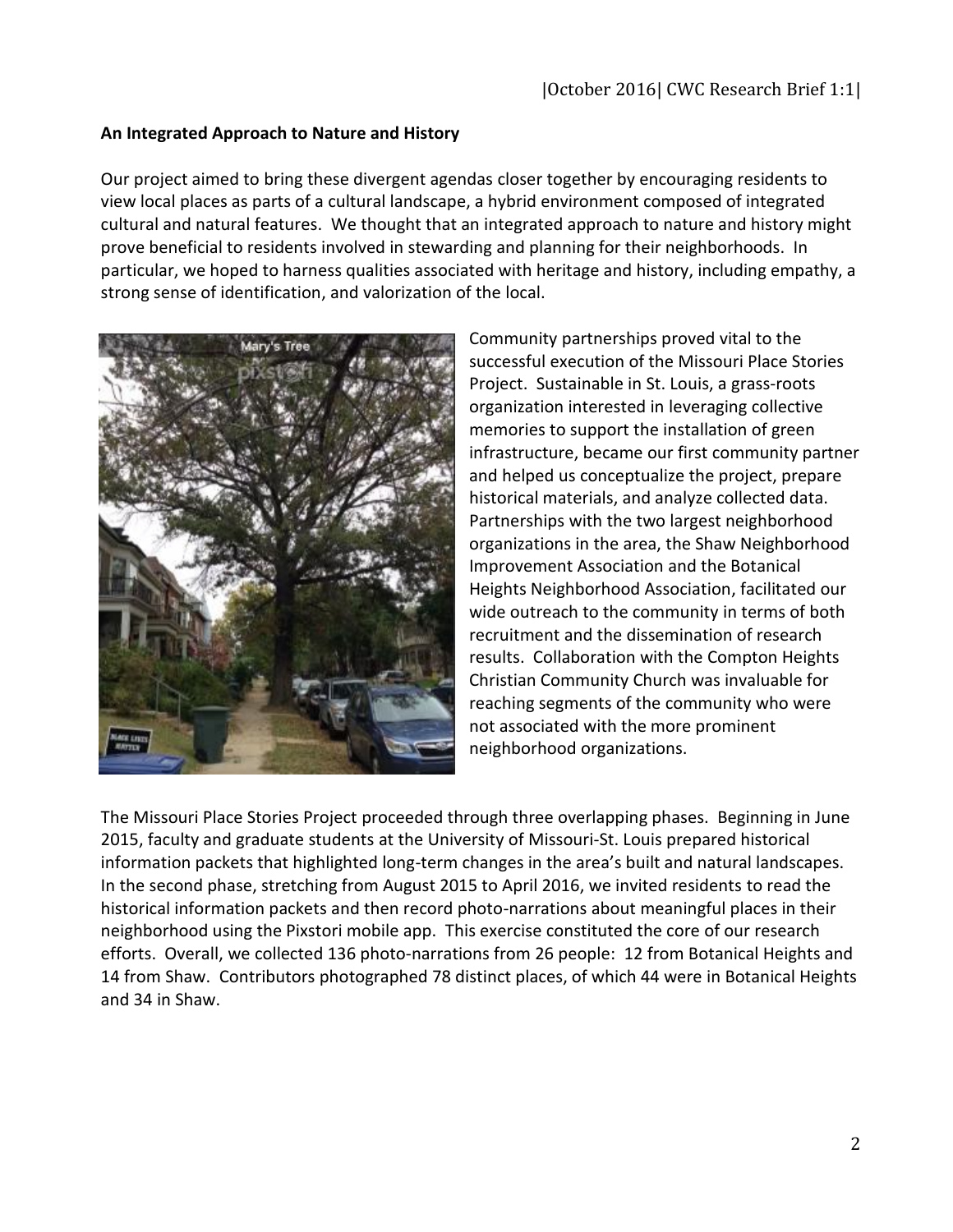**An Integrated Approach to Nature and History**

Our project aimed to bring these divergent agendas closer together by encouraging residents to view local places as parts of a cultural landscape, a hybrid environment composed of integrated cultural and natural features. We thought that an integrated approach to nature and history might prove beneficial to residents involved in stewarding and planning for their neighborhoods. In particular, we hoped to harness qualities associated with heritage and history, including empathy, a strong sense of identification, and valorization of the local.

Community partnerships proved vital to the successful execution of the Missouri Place Stories Project. Sustainable in St. Louis, a grass-roots organization interested in leveraging collective memories to support the installation of green infrastructure, became our first community partner and helped us conceptualize the project, prepare historical materials, and analyze collected data. Partnerships with the two largest neighborhood organizations in the area, the Shaw Neighborhood Improvement Association and the Botanical Heights Neighborhood Association, facilitated our wide outreach to the community in terms of both recruitment and the dissemination of research results. Collaboration with the Compton Heights Christian Community Church was invaluable for reaching segments of the community who were not associated with the more prominent neighborhood organizations.

The Missouri Place Stories Project proceeded through three overlapping phases. Beginning in June 2015, faculty and graduate students at the University of Missouri-St. Louis prepared historical information packets that highlighted long-term changes in the area's built and natural landscapes. In the second phase, stretching from August 2015 to April 2016, we invited residents to read the historical information packets and then record photo-narrations about meaningful places in their neighborhood using the Pixstori mobile app. This exercise constituted the core of our research efforts. Overall, we collected 136 photo-narrations from 26 people: 12 from Botanical Heights and 14 from Shaw. Contributors photographed 78 distinct places, of which 44 were in Botanical Heights and 34 in Shaw.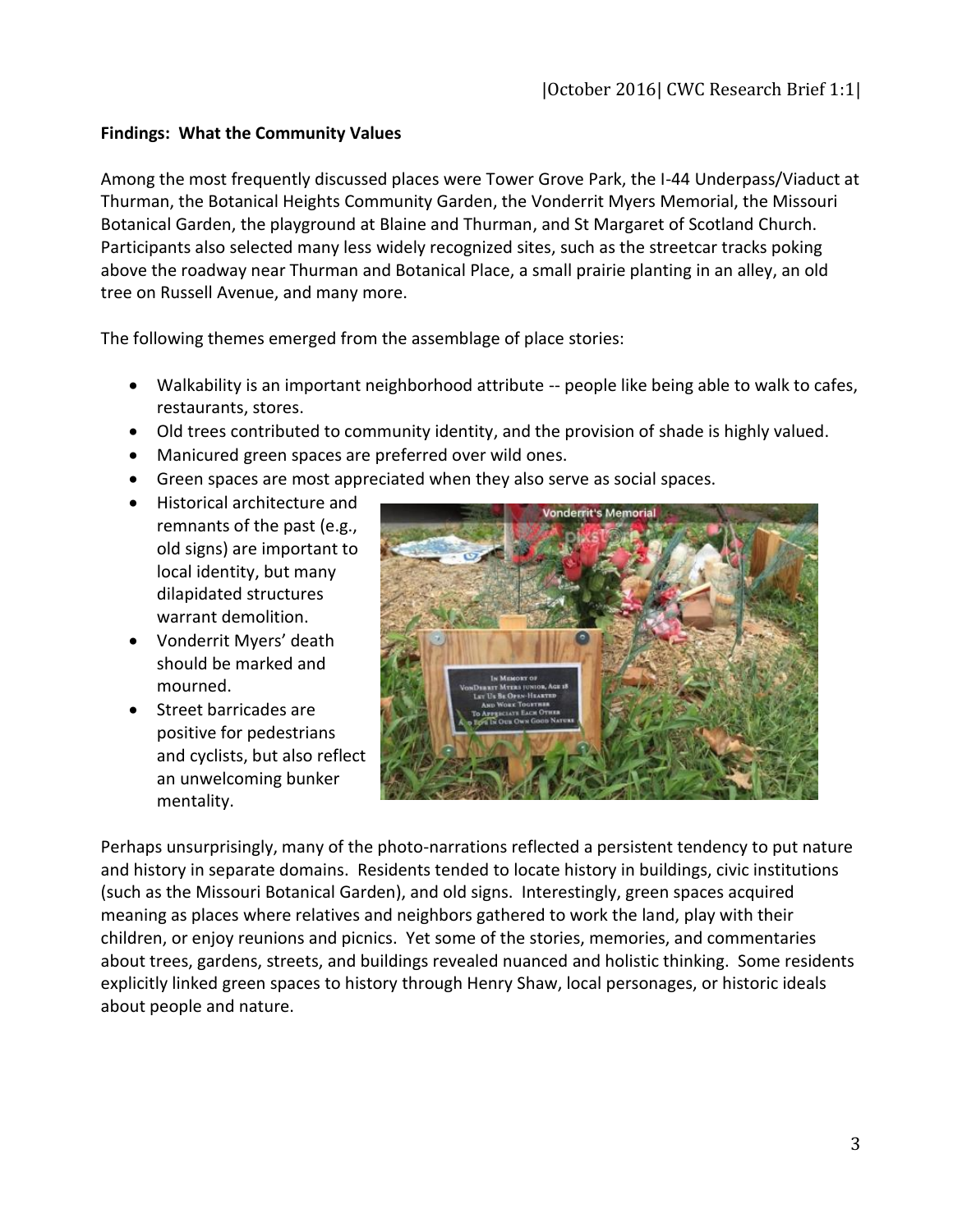**Findings: What the Community Values**

Among the most frequently discussed places were Tower Grove Park, the I-44 Underpass/Viaduct at Thurman, the Botanical Heights Community Garden, the Vonderrit Myers Memorial, the Missouri Botanical Garden, the playground at Blaine and Thurman, and St Margaret of Scotland Church. Participants also selected many less widely recognized sites, such as the streetcar tracks poking above the roadway near Thurman and Botanical Place, a small prairie planting in an alley, an old tree on Russell Avenue, and many more.

The following themes emerged from the assemblage of place stories:

- Walkability is an important neighborhood attribute -- people like being able to walk to cafes, restaurants, stores.
- Old trees contributed to community identity, and the provision of shade is highly valued.
- Manicured green spaces are preferred over wild ones.
- Green spaces are most appreciated when they also serve as social spaces.
- Historical architecture and remnants of the past (e.g., old signs) are important to local identity, but many dilapidated structures warrant demolition.
- Vonderrit Myers' death should be marked and mourned.
- Street barricades are positive for pedestrians and cyclists, but also reflect an unwelcoming bunker mentality.

Perhaps unsurprisingly, many of the photo-narrations reflected a persistent tendency to put nature and history in separate domains. Residents tended to locate history in buildings, civic institutions (such as the Missouri Botanical Garden), and old signs. Interestingly, green spaces acquired meaning as places where relatives and neighbors gathered to work the land, play with their children, or enjoy reunions and picnics. Yet some of the stories, memories, and commentaries about trees, gardens, streets, and buildings revealed nuanced and holistic thinking. Some residents explicitly linked green spaces to history through Henry Shaw, local personages, or historic ideals about people and nature.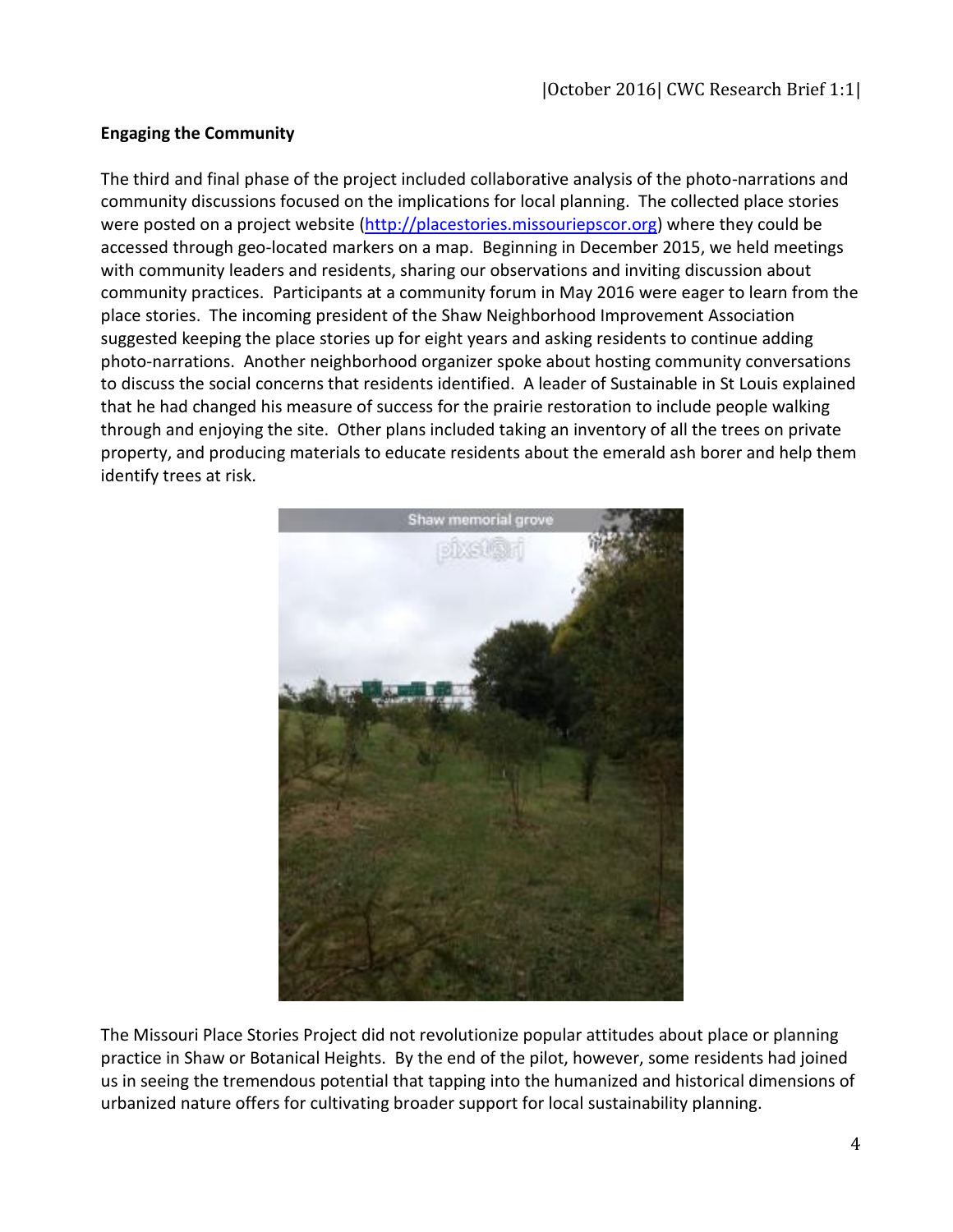**Engaging the Community**

The third and final phase of the project included collaborative analysis of the photo-narrations and community discussions focused on the implications for local planning. The collected place stories were posted on a project website (http://placestories.missouriepscor.org) where they could be accessed through geo-located markers on a map. Beginning in December 2015, we held meetings with community leaders and residents, sharing our observations and inviting discussion about community practices. Participants at a community forum in May 2016 were eager to learn from the place stories. The incoming president of the Shaw Neighborhood Improvement Association suggested keeping the place stories up for eight years and asking residents to continue adding photo-narrations. Another neighborhood organizer spoke about hosting community conversations to discuss the social concerns that residents identified. A leader of Sustainable in St Louis explained that he had changed his measure of success for the prairie restoration to include people walking through and enjoying the site. Other plans included taking an inventory of all the trees on private property, and producing materials to educate residents about the emerald ash borer and help them identify trees at risk.

The Missouri Place Stories Project did not revolutionize popular attitudes about place or planning practice in Shaw or Botanical Heights. By the end of the pilot, however, some residents had joined us in seeing the tremendous potential that tapping into the humanized and historical dimensions of urbanized nature offers for cultivating broader support for local sustainability planning.